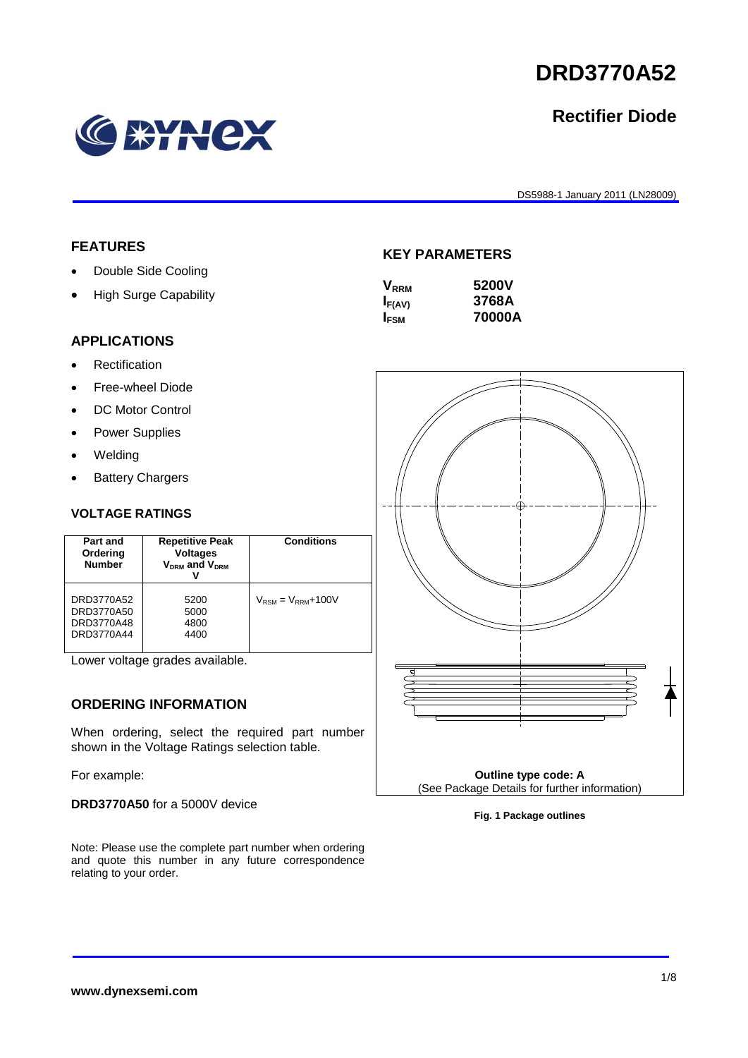# DRD3770A52

## Rectifier Diode

DS5988-1 January 2011 (LN28009)

### FEATURES

- Double Side Cooling
- High Surge Capability

### APPLICATIONS

- Rectification
- Free-wheel Diode
- DC Motor Control
- Power Supplies
- Welding
- Battery Chargers

### VOLTAGE RATINGS

| Part and Ordering Number | Repetitive Peak Voltages $V_{DRM}$ and $V_{DRM}$ V | Conditions |
|---|---|---|
| DRD3770A52<br>DRD3770A50<br>DRD3770A48<br>DRD3770A44 | 5200<br>5000<br>4800<br>4400 | $V_{RSM} = V_{RRM}$+100V |

Lower voltage grades available.

### ORDERING INFORMATION

When ordering, select the required part number shown in the Voltage Ratings selection table.

For example:

**DRD3770A50** for a 5000V device

Note: Please use the complete part number when ordering and quote this number in any future correspondence relating to your order.

### KEY PARAMETERS

| | |
|---|---|
| $V_{RRM}$ | **5200V** |
| $I_{F(AV)}$ | **3768A** |
| $I_{FSM}$ | **70000A** |

**Outline type code: A**
(See Package Details for further information)

**Fig. 1 Package outlines**

www.dynexsemi.com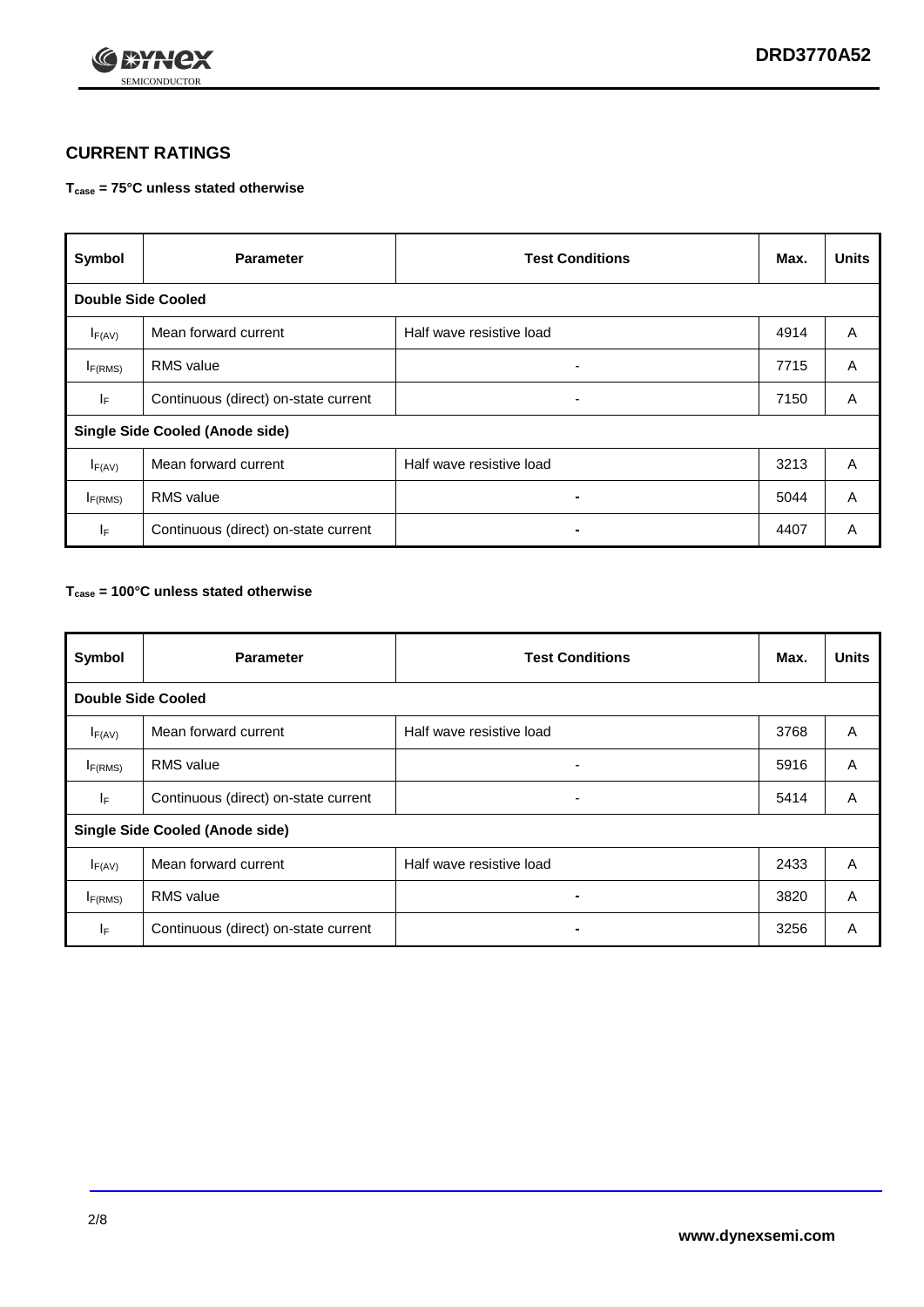## CURRENT RATINGS

**$T_{case}$ = 75°C unless stated otherwise**

| Symbol | Parameter | Test Conditions | Max. | Units |
|---|---|---|---|---|
| **Double Side Cooled** | | | | |
| $I_{F(AV)}$ | Mean forward current | Half wave resistive load | 4914 | A |
| $I_{F(RMS)}$ | RMS value | - | 7715 | A |
| $I_F$ | Continuous (direct) on-state current | - | 7150 | A |
| **Single Side Cooled (Anode side)** | | | | |
| $I_{F(AV)}$ | Mean forward current | Half wave resistive load | 3213 | A |
| $I_{F(RMS)}$ | RMS value | - | 5044 | A |
| $I_F$ | Continuous (direct) on-state current | - | 4407 | A |

**$T_{case}$ = 100°C unless stated otherwise**

| Symbol | Parameter | Test Conditions | Max. | Units |
|---|---|---|---|---|
| **Double Side Cooled** | | | | |
| $I_{F(AV)}$ | Mean forward current | Half wave resistive load | 3768 | A |
| $I_{F(RMS)}$ | RMS value | - | 5916 | A |
| $I_F$ | Continuous (direct) on-state current | - | 5414 | A |
| **Single Side Cooled (Anode side)** | | | | |
| $I_{F(AV)}$ | Mean forward current | Half wave resistive load | 2433 | A |
| $I_{F(RMS)}$ | RMS value | - | 3820 | A |
| $I_F$ | Continuous (direct) on-state current | - | 3256 | A |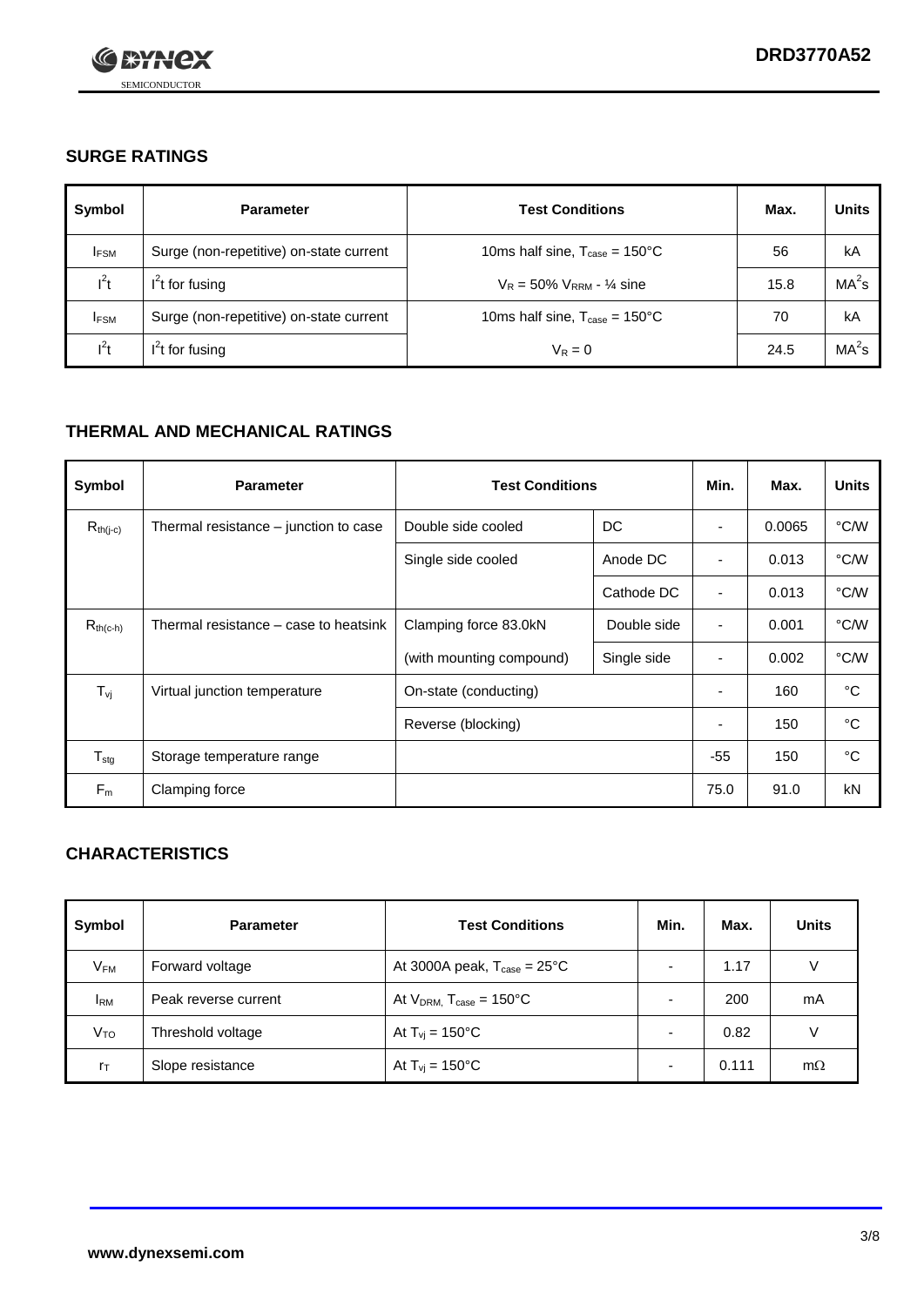## SURGE RATINGS

| Symbol | Parameter | Test Conditions | Max. | Units |
|---|---|---|---|---|
| $I_{FSM}$ | Surge (non-repetitive) on-state current | 10ms half sine, $T_{case}$ = 150°C | 56 | kA |
| $I^2t$ | $I^2t$ for fusing | $V_R$ = 50% $V_{RRM}$ - ¼ sine | 15.8 | $MA^2s$ |
| $I_{FSM}$ | Surge (non-repetitive) on-state current | 10ms half sine, $T_{case}$ = 150°C | 70 | kA |
| $I^2t$ | $I^2t$ for fusing | $V_R$ = 0 | 24.5 | $MA^2s$ |

## THERMAL AND MECHANICAL RATINGS

| Symbol | Parameter | Test Conditions | | Min. | Max. | Units |
|---|---|---|---|---|---|---|
| $R_{th(j-c)}$ | Thermal resistance – junction to case | Double side cooled | DC | - | 0.0065 | °C/W |
| | | Single side cooled | Anode DC | - | 0.013 | °C/W |
| | | | Cathode DC | - | 0.013 | °C/W |
| $R_{th(c-h)}$ | Thermal resistance – case to heatsink | Clamping force 83.0kN | Double side | - | 0.001 | °C/W |
| | | (with mounting compound) | Single side | - | 0.002 | °C/W |
| $T_{vj}$ | Virtual junction temperature | On-state (conducting) | | - | 160 | °C |
| | | Reverse (blocking) | | - | 150 | °C |
| $T_{stg}$ | Storage temperature range | | | -55 | 150 | °C |
| $F_m$ | Clamping force | | | 75.0 | 91.0 | kN |

## CHARACTERISTICS

| Symbol | Parameter | Test Conditions | Min. | Max. | Units |
|---|---|---|---|---|---|
| $V_{FM}$ | Forward voltage | At 3000A peak, $T_{case}$ = 25°C | - | 1.17 | V |
| $I_{RM}$ | Peak reverse current | At $V_{DRM}$, $T_{case}$ = 150°C | - | 200 | mA |
| $V_{TO}$ | Threshold voltage | At $T_{vj}$ = 150°C | - | 0.82 | V |
| $r_T$ | Slope resistance | At $T_{vj}$ = 150°C | - | 0.111 | mΩ |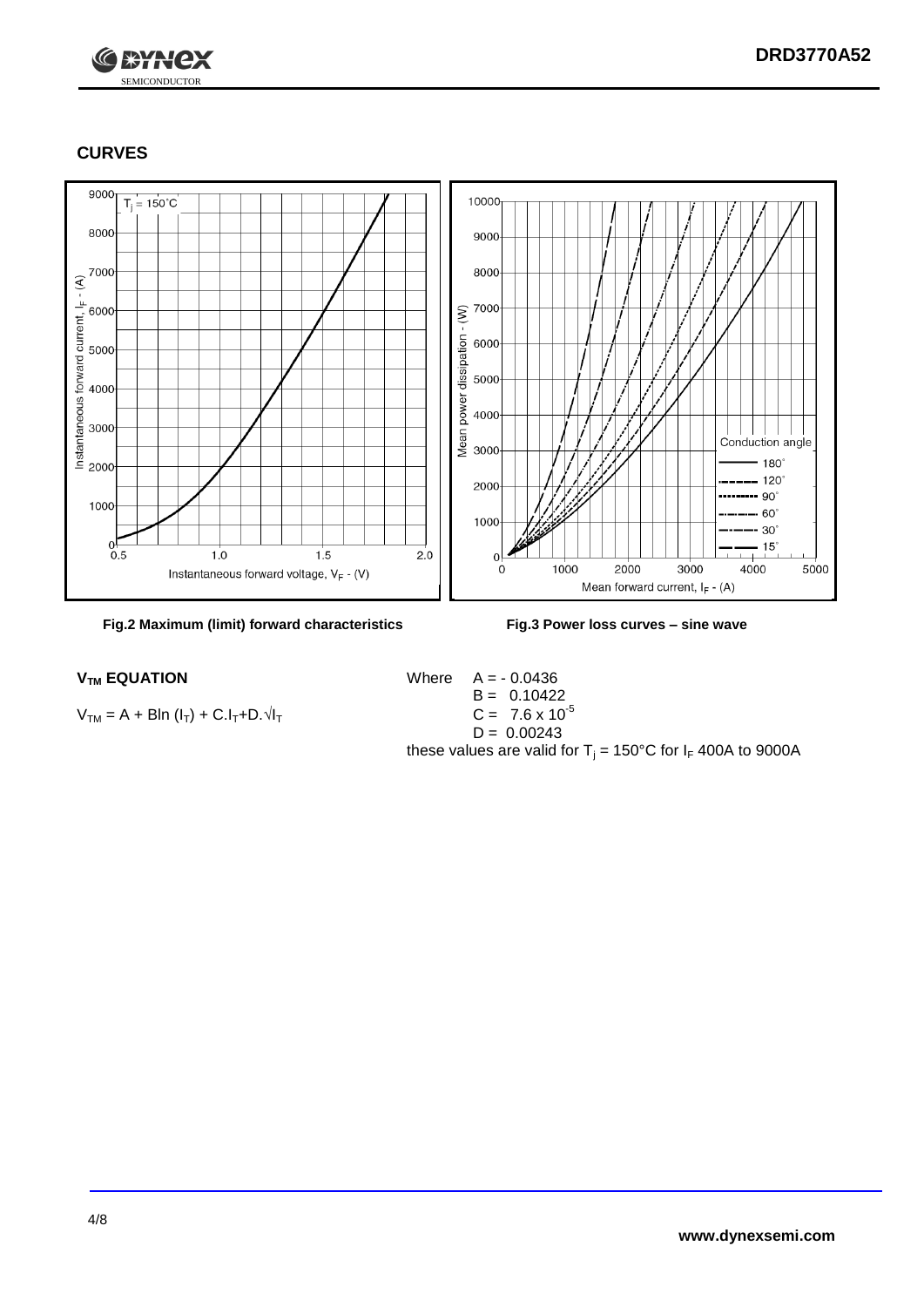## CURVES

Fig.2 Maximum (limit) forward characteristics

Fig.3 Power loss curves – sine wave

### $V_{TM}$ EQUATION

$V_{TM} = A + B\ln(I_T) + C.I_T + D.\sqrt{I_T}$

Where $A = -0.0436$
$B = 0.10422$
$C = 7.6 \times 10^{-5}$
$D = 0.00243$

these values are valid for $T_j = 150°C$ for $I_F$ 400A to 9000A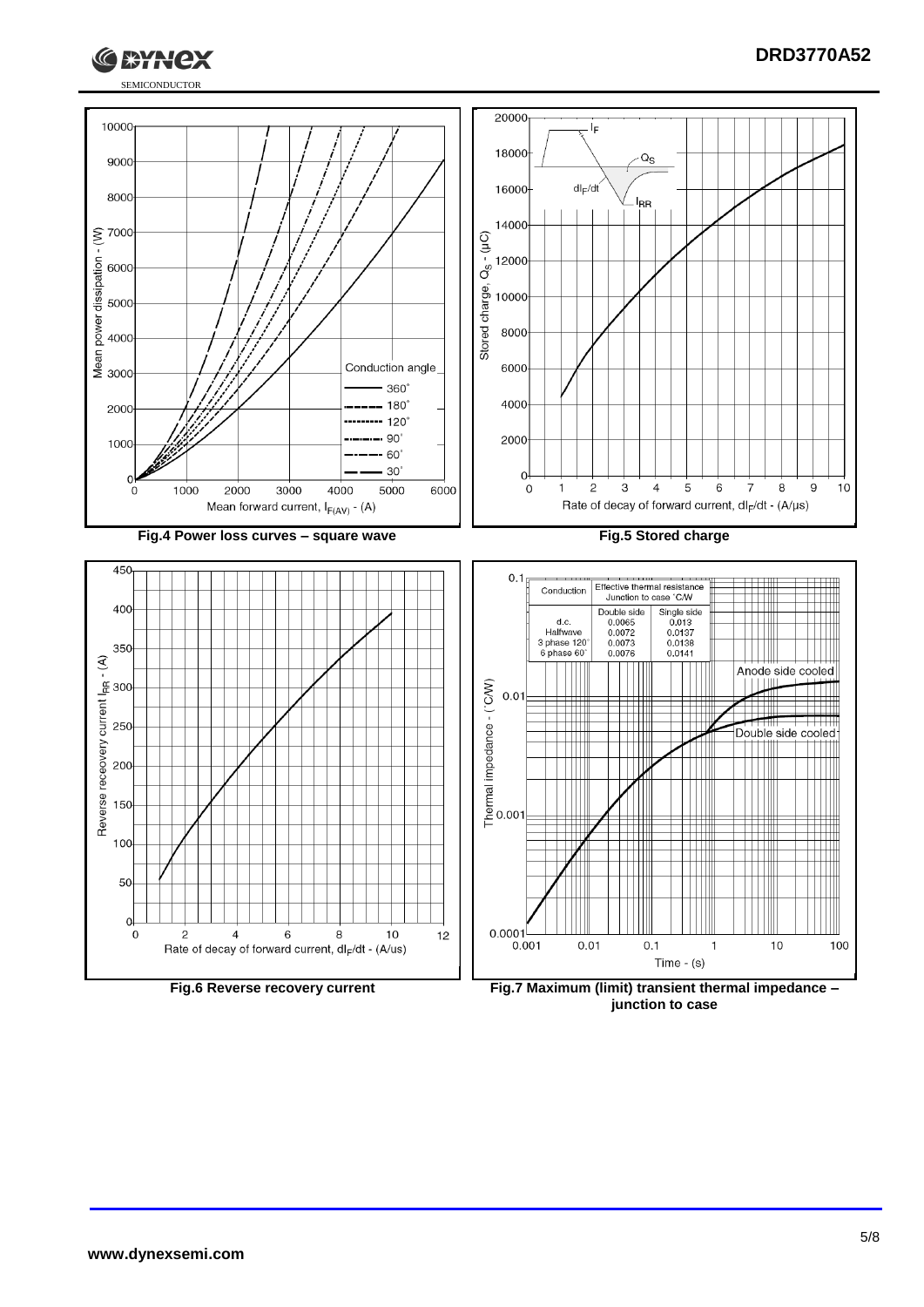Fig.4 Power loss curves – square wave

Fig.5 Stored charge

Fig.6 Reverse recovery current

| Conduction | Effective thermal resistance Junction to case °C/W | |
|---|---|---|
| | Double side | Single side |
| d.c. | 0.0065 | 0.013 |
| Halfwave | 0.0072 | 0.0137 |
| 3 phase 120° | 0.0073 | 0.0138 |
| 6 phase 60° | 0.0076 | 0.0141 |

Fig.7 Maximum (limit) transient thermal impedance – junction to case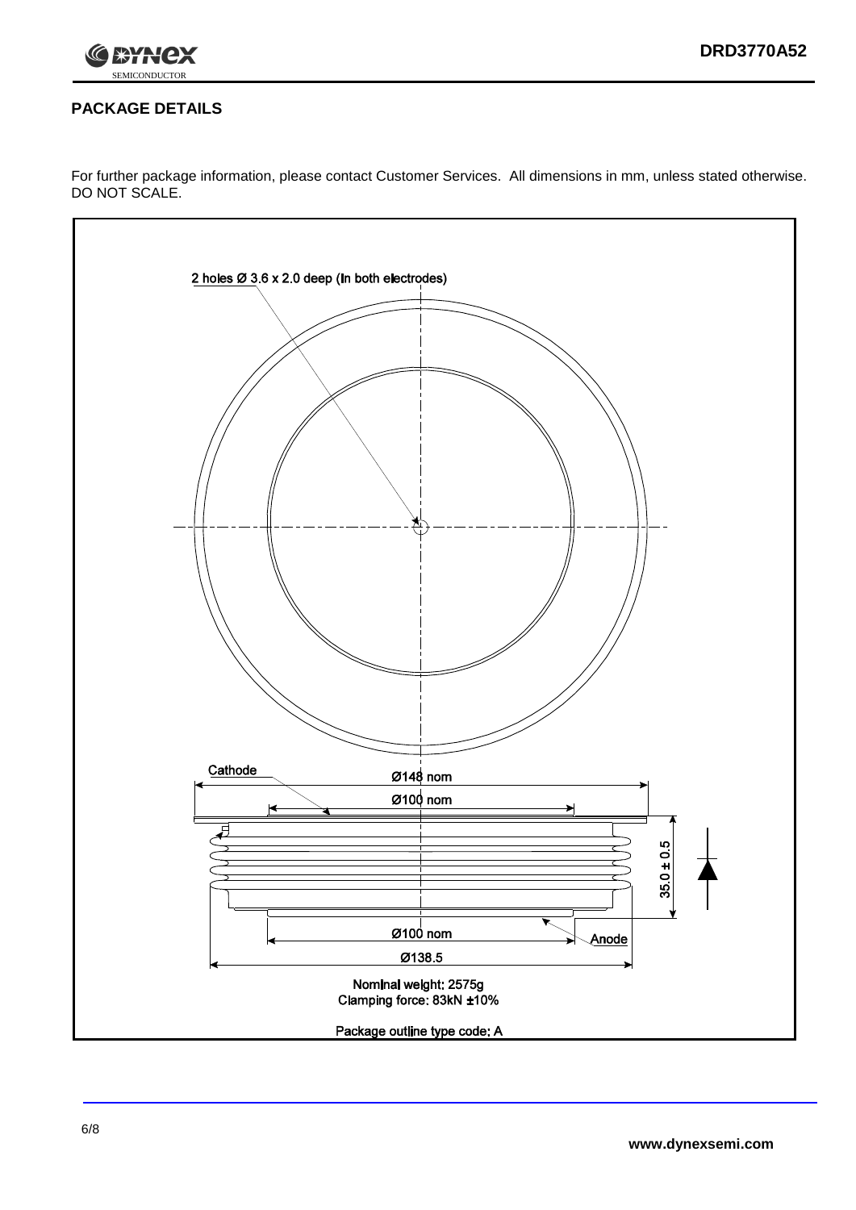## PACKAGE DETAILS

For further package information, please contact Customer Services. All dimensions in mm, unless stated otherwise. DO NOT SCALE.

2 holes Ø 3.6 x 2.0 deep (In both electrodes)

Cathode

Ø148 nom

Ø100 nom

35.0 ± 0.5

Ø100 nom

Anode

Ø138.5

Nominal weight: 2575g
Clamping force: 83kN ±10%

Package outline type code: A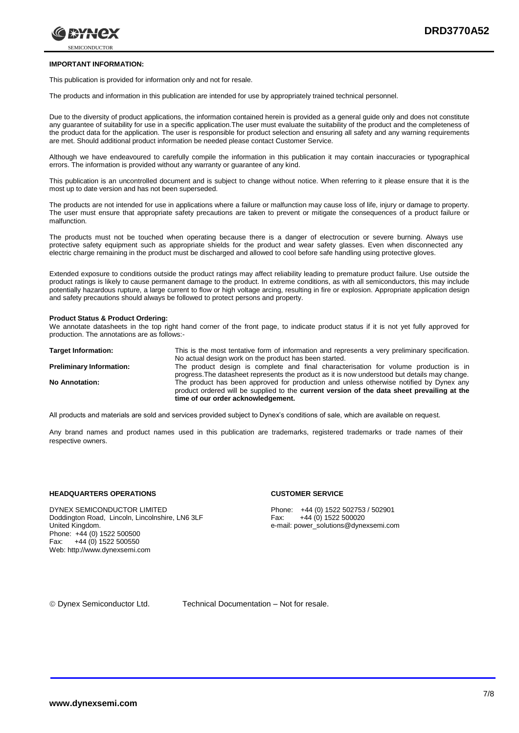**IMPORTANT INFORMATION:**

This publication is provided for information only and not for resale.

The products and information in this publication are intended for use by appropriately trained technical personnel.

Due to the diversity of product applications, the information contained herein is provided as a general guide only and does not constitute any guarantee of suitability for use in a specific application.The user must evaluate the suitability of the product and the completeness of the product data for the application. The user is responsible for product selection and ensuring all safety and any warning requirements are met. Should additional product information be needed please contact Customer Service.

Although we have endeavoured to carefully compile the information in this publication it may contain inaccuracies or typographical errors. The information is provided without any warranty or guarantee of any kind.

This publication is an uncontrolled document and is subject to change without notice. When referring to it please ensure that it is the most up to date version and has not been superseded.

The products are not intended for use in applications where a failure or malfunction may cause loss of life, injury or damage to property. The user must ensure that appropriate safety precautions are taken to prevent or mitigate the consequences of a product failure or malfunction.

The products must not be touched when operating because there is a danger of electrocution or severe burning. Always use protective safety equipment such as appropriate shields for the product and wear safety glasses. Even when disconnected any electric charge remaining in the product must be discharged and allowed to cool before safe handling using protective gloves.

Extended exposure to conditions outside the product ratings may affect reliability leading to premature product failure. Use outside the product ratings is likely to cause permanent damage to the product. In extreme conditions, as with all semiconductors, this may include potentially hazardous rupture, a large current to flow or high voltage arcing, resulting in fire or explosion. Appropriate application design and safety precautions should always be followed to protect persons and property.

**Product Status & Product Ordering:**

We annotate datasheets in the top right hand corner of the front page, to indicate product status if it is not yet fully approved for production. The annotations are as follows:-

| | |
|---|---|
| **Target Information:** | This is the most tentative form of information and represents a very preliminary specification. No actual design work on the product has been started. |
| **Preliminary Information:** | The product design is complete and final characterisation for volume production is in progress.The datasheet represents the product as it is now understood but details may change. |
| **No Annotation:** | The product has been approved for production and unless otherwise notified by Dynex any product ordered will be supplied to the **current version of the data sheet prevailing at the time of our order acknowledgement.** |

All products and materials are sold and services provided subject to Dynex's conditions of sale, which are available on request.

Any brand names and product names used in this publication are trademarks, registered trademarks or trade names of their respective owners.

**HEADQUARTERS OPERATIONS**

DYNEX SEMICONDUCTOR LIMITED
Doddington Road, Lincoln, Lincolnshire, LN6 3LF
United Kingdom.
Phone: +44 (0) 1522 500500
Fax: +44 (0) 1522 500550
Web: http://www.dynexsemi.com

**CUSTOMER SERVICE**

Phone: +44 (0) 1522 502753 / 502901
Fax: +44 (0) 1522 500020
e-mail: power_solutions@dynexsemi.com

© Dynex Semiconductor Ltd. Technical Documentation – Not for resale.